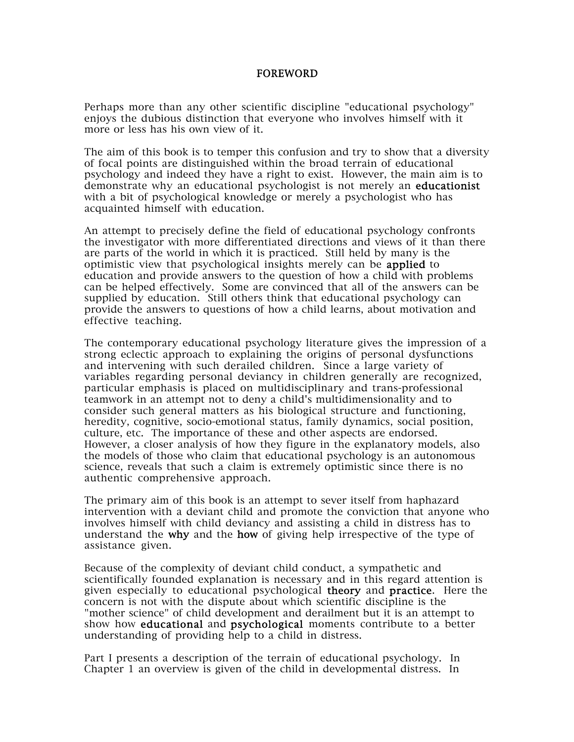# FOREWORD

Perhaps more than any other scientific discipline "educational psychology" enjoys the dubious distinction that everyone who involves himself with it more or less has his own view of it.

The aim of this book is to temper this confusion and try to show that a diversity of focal points are distinguished within the broad terrain of educational psychology and indeed they have a right to exist. However, the main aim is to demonstrate why an educational psychologist is not merely an **educationist** with a bit of psychological knowledge or merely a psychologist who has acquainted himself with education.

An attempt to precisely define the field of educational psychology confronts the investigator with more differentiated directions and views of it than there are parts of the world in which it is practiced. Still held by many is the optimistic view that psychological insights merely can be **applied** to education and provide answers to the question of how a child with problems can be helped effectively. Some are convinced that all of the answers can be supplied by education. Still others think that educational psychology can provide the answers to questions of how a child learns, about motivation and effective teaching.

The contemporary educational psychology literature gives the impression of a strong eclectic approach to explaining the origins of personal dysfunctions and intervening with such derailed children. Since a large variety of variables regarding personal deviancy in children generally are recognized, particular emphasis is placed on multidisciplinary and trans-professional teamwork in an attempt not to deny a child's multidimensionality and to consider such general matters as his biological structure and functioning, heredity, cognitive, socio-emotional status, family dynamics, social position, culture, etc. The importance of these and other aspects are endorsed. However, a closer analysis of how they figure in the explanatory models, also the models of those who claim that educational psychology is an autonomous science, reveals that such a claim is extremely optimistic since there is no authentic comprehensive approach.

The primary aim of this book is an attempt to sever itself from haphazard intervention with a deviant child and promote the conviction that anyone who involves himself with child deviancy and assisting a child in distress has to understand the **why** and the **how** of giving help irrespective of the type of assistance given.

Because of the complexity of deviant child conduct, a sympathetic and scientifically founded explanation is necessary and in this regard attention is given especially to educational psychological **theory** and **practice**. Here the concern is not with the dispute about which scientific discipline is the "mother science" of child development and derailment but it is an attempt to show how **educational** and **psychological** moments contribute to a better understanding of providing help to a child in distress.

Part I presents a description of the terrain of educational psychology. In Chapter 1 an overview is given of the child in developmental distress. In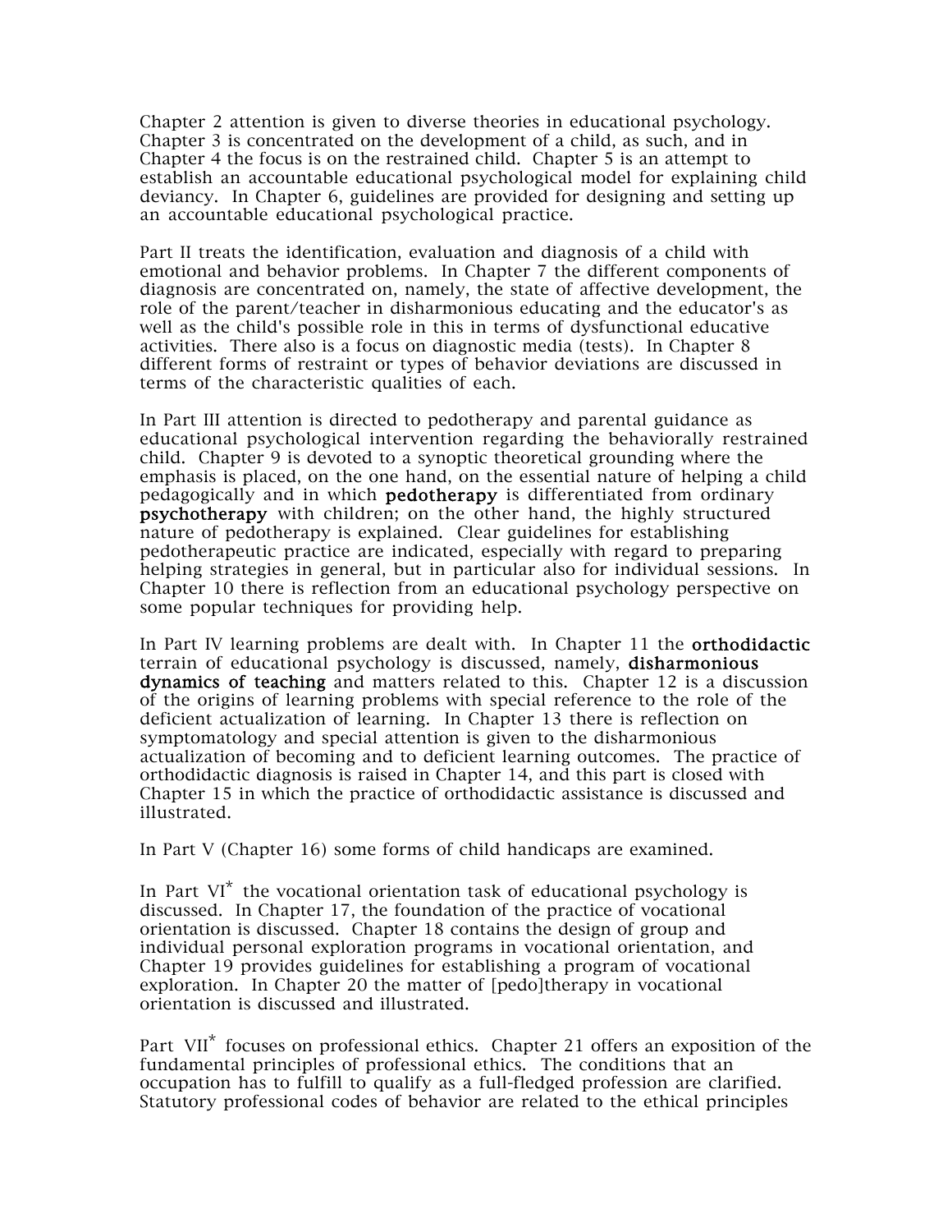Chapter 2 attention is given to diverse theories in educational psychology. Chapter 3 is concentrated on the development of a child, as such, and in Chapter 4 the focus is on the restrained child. Chapter 5 is an attempt to establish an accountable educational psychological model for explaining child deviancy. In Chapter 6, guidelines are provided for designing and setting up an accountable educational psychological practice.

Part II treats the identification, evaluation and diagnosis of a child with emotional and behavior problems. In Chapter 7 the different components of diagnosis are concentrated on, namely, the state of affective development, the role of the parent/teacher in disharmonious educating and the educator's as well as the child's possible role in this in terms of dysfunctional educative activities. There also is a focus on diagnostic media (tests). In Chapter 8 different forms of restraint or types of behavior deviations are discussed in terms of the characteristic qualities of each.

In Part III attention is directed to pedotherapy and parental guidance as educational psychological intervention regarding the behaviorally restrained child. Chapter 9 is devoted to a synoptic theoretical grounding where the emphasis is placed, on the one hand, on the essential nature of helping a child pedagogically and in which **pedotherapy** is differentiated from ordinary **psychotherapy** with children; on the other hand, the highly structured nature of pedotherapy is explained. Clear guidelines for establishing pedotherapeutic practice are indicated, especially with regard to preparing helping strategies in general, but in particular also for individual sessions. In Chapter 10 there is reflection from an educational psychology perspective on some popular techniques for providing help.

In Part IV learning problems are dealt with. In Chapter 11 the **orthodidactic** terrain of educational psychology is discussed, namely, **disharmonious dynamics of teaching** and matters related to this. Chapter 12 is a discussion of the origins of learning problems with special reference to the role of the deficient actualization of learning. In Chapter 13 there is reflection on symptomatology and special attention is given to the disharmonious actualization of becoming and to deficient learning outcomes. The practice of orthodidactic diagnosis is raised in Chapter 14, and this part is closed with Chapter 15 in which the practice of orthodidactic assistance is discussed and illustrated.

In Part V (Chapter 16) some forms of child handicaps are examined.

In Part VI* the vocational orientation task of educational psychology is discussed. In Chapter 17, the foundation of the practice of vocational orientation is discussed. Chapter 18 contains the design of group and individual personal exploration programs in vocational orientation, and Chapter 19 provides guidelines for establishing a program of vocational exploration. In Chapter 20 the matter of [pedo]therapy in vocational orientation is discussed and illustrated.

Part VII* focuses on professional ethics. Chapter 21 offers an exposition of the fundamental principles of professional ethics. The conditions that an occupation has to fulfill to qualify as a full-fledged profession are clarified. Statutory professional codes of behavior are related to the ethical principles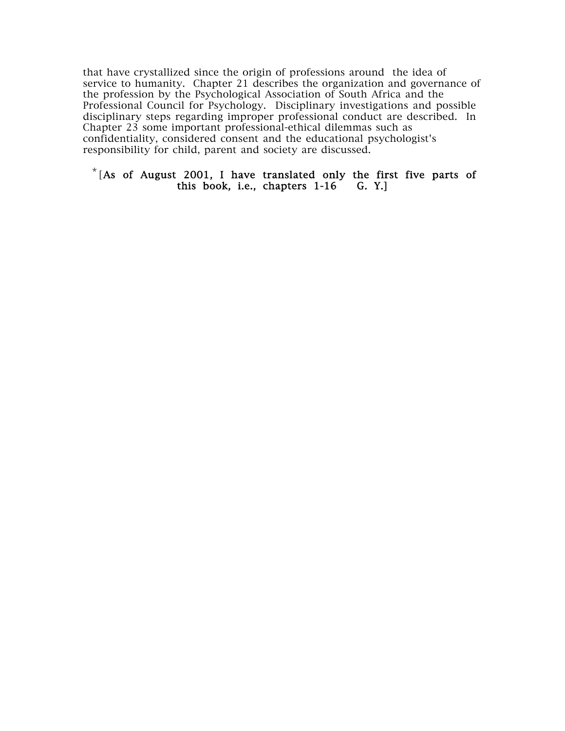that have crystallized since the origin of professions around the idea of service to humanity. Chapter 21 describes the organization and governance of the profession by the Psychological Association of South Africa and the Professional Council for Psychology. Disciplinary investigations and possible disciplinary steps regarding improper professional conduct are described. In Chapter 23 some important professional-ethical dilemmas such as confidentiality, considered consent and the educational psychologist's responsibility for child, parent and society are discussed.

*[**As of August 2001, I have translated only the first five parts of this book, i.e., chapters 1-16 G. Y.**]